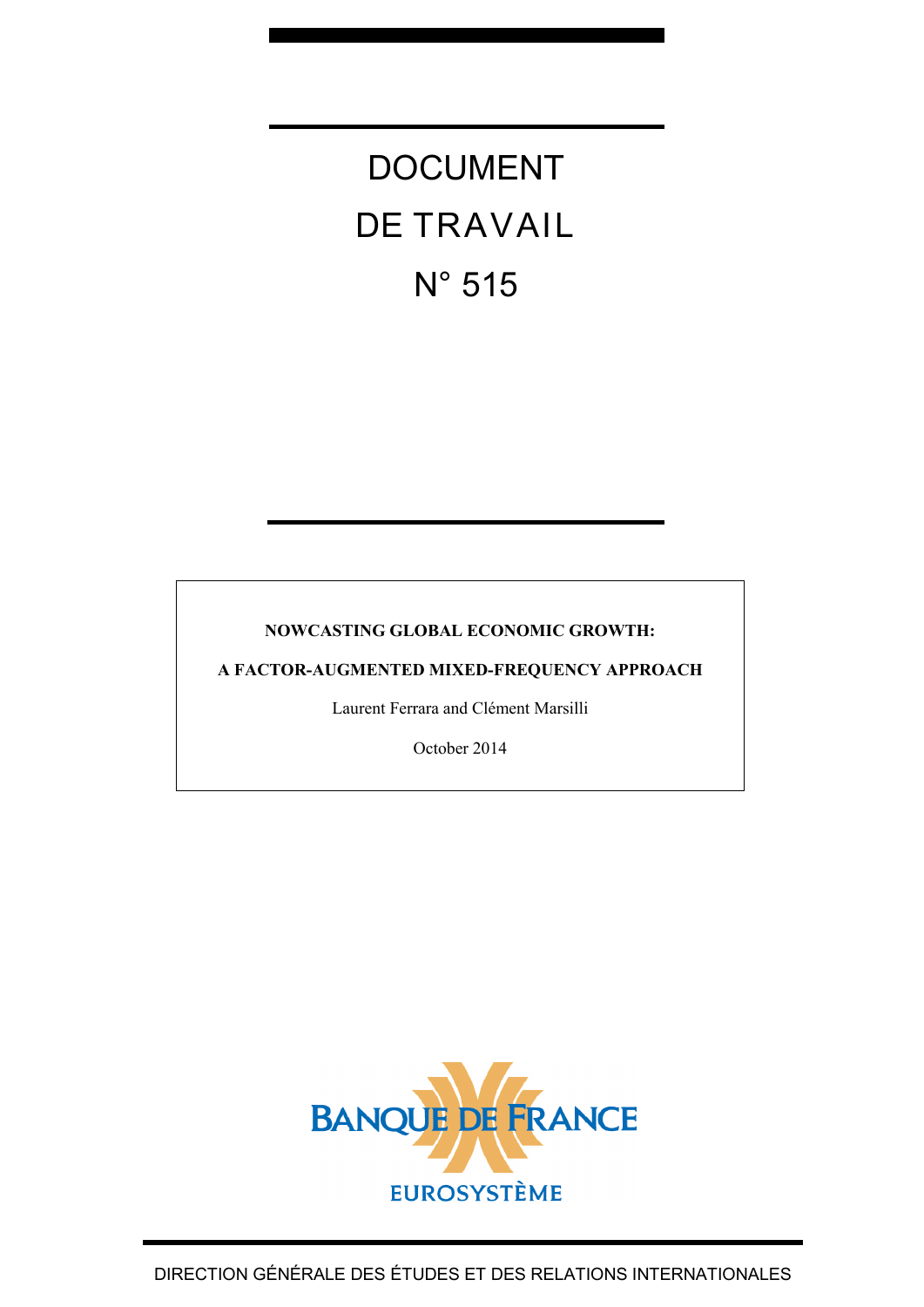# DOCUMENT DE TRAVAIL N° 515

**NOWCASTING GLOBAL ECONOMIC GROWTH:**

**A FACTOR-AUGMENTED MIXED-FREQUENCY APPROACH**

Laurent Ferrara and Clément Marsilli

October 2014

BANQUE DE FRANCE

EUROSYSTÈME

DIRECTION GÉNÉRALE DES ÉTUDES ET DES RELATIONS INTERNATIONALES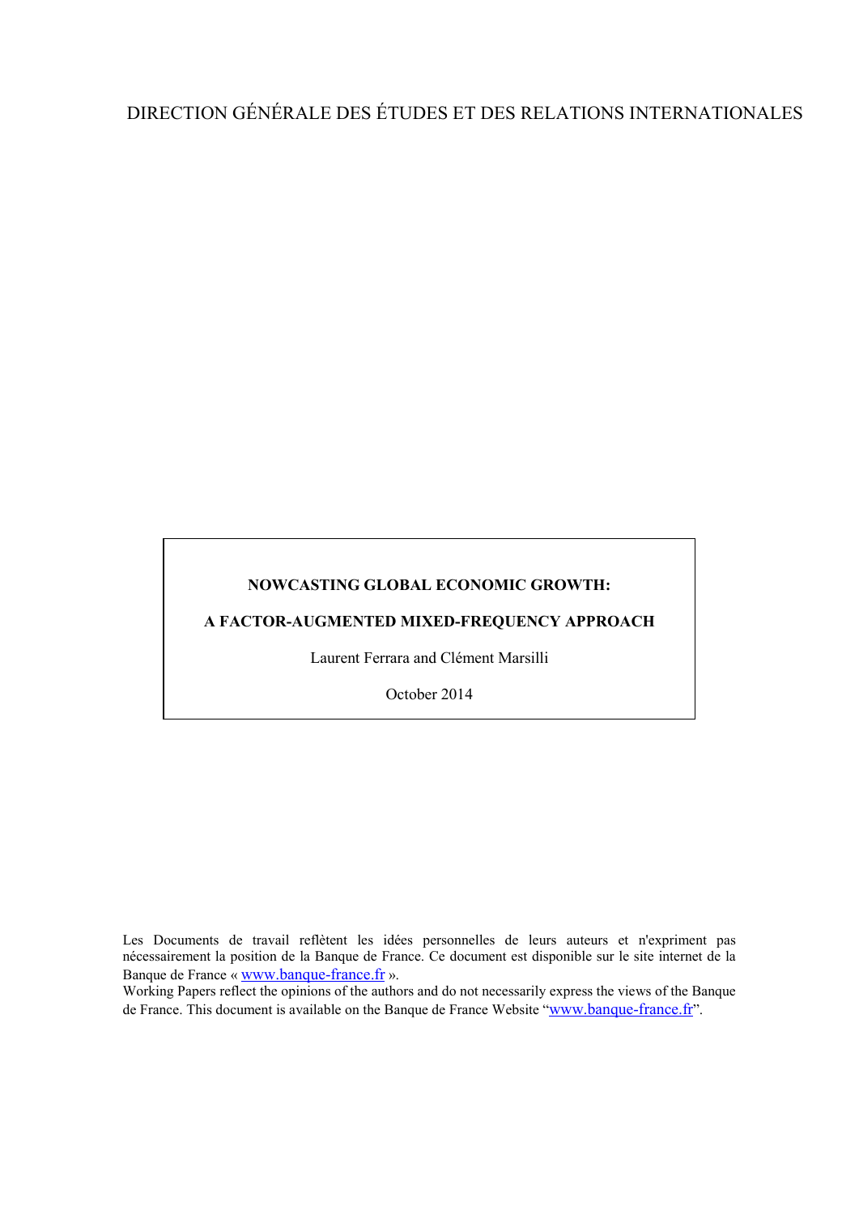DIRECTION GÉNÉRALE DES ÉTUDES ET DES RELATIONS INTERNATIONALES

**NOWCASTING GLOBAL ECONOMIC GROWTH:**

**A FACTOR-AUGMENTED MIXED-FREQUENCY APPROACH**

Laurent Ferrara and Clément Marsilli

October 2014

Les Documents de travail reflètent les idées personnelles de leurs auteurs et n'expriment pas nécessairement la position de la Banque de France. Ce document est disponible sur le site internet de la Banque de France « www.banque-france.fr ».

Working Papers reflect the opinions of the authors and do not necessarily express the views of the Banque de France. This document is available on the Banque de France Website "www.banque-france.fr".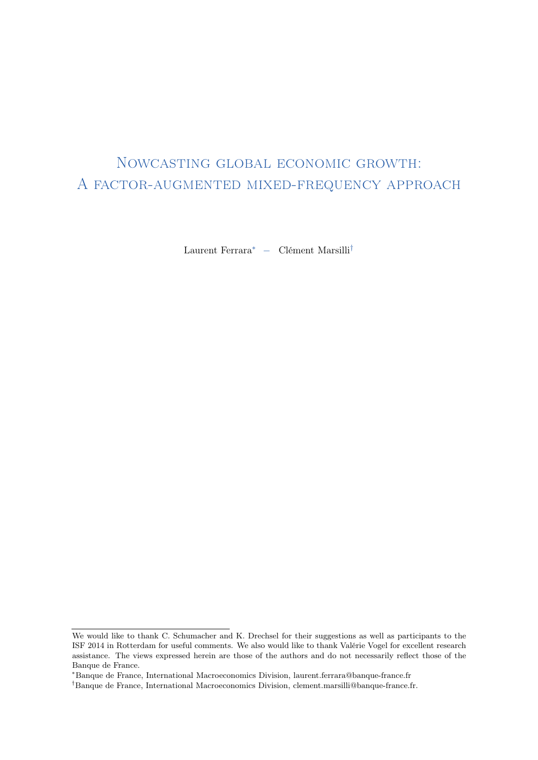# Nowcasting global economic growth: A factor-augmented mixed-frequency approach

Laurent Ferrara[*] – Clément Marsilli[†]

---

We would like to thank C. Schumacher and K. Drechsel for their suggestions as well as participants to the ISF 2014 in Rotterdam for useful comments. We also would like to thank Valérie Vogel for excellent research assistance. The views expressed herein are those of the authors and do not necessarily reflect those of the Banque de France.

[*]Banque de France, International Macroeconomics Division, laurent.ferrara@banque-france.fr

[†]Banque de France, International Macroeconomics Division, clement.marsilli@banque-france.fr.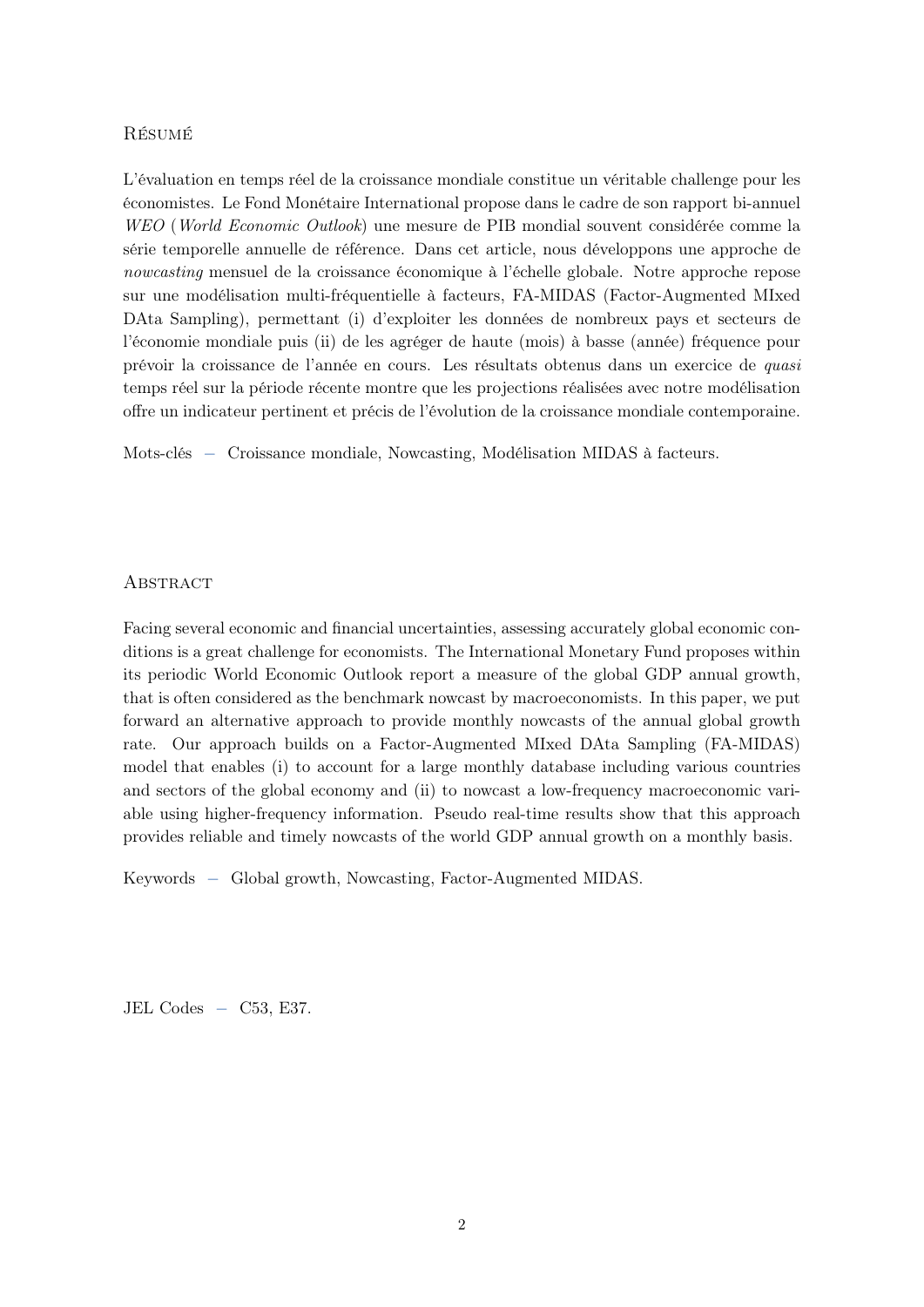## Résumé

L'évaluation en temps réel de la croissance mondiale constitue un véritable challenge pour les économistes. Le Fond Monétaire International propose dans le cadre de son rapport bi-annuel *WEO* (*World Economic Outlook*) une mesure de PIB mondial souvent considérée comme la série temporelle annuelle de référence. Dans cet article, nous développons une approche de *nowcasting* mensuel de la croissance économique à l'échelle globale. Notre approche repose sur une modélisation multi-fréquentielle à facteurs, FA-MIDAS (Factor-Augmented MIxed DAta Sampling), permettant (i) d'exploiter les données de nombreux pays et secteurs de l'économie mondiale puis (ii) de les agréger de haute (mois) à basse (année) fréquence pour prévoir la croissance de l'année en cours. Les résultats obtenus dans un exercice de *quasi* temps réel sur la période récente montre que les projections réalisées avec notre modélisation offre un indicateur pertinent et précis de l'évolution de la croissance mondiale contemporaine.

Mots-clés – Croissance mondiale, Nowcasting, Modélisation MIDAS à facteurs.

## Abstract

Facing several economic and financial uncertainties, assessing accurately global economic conditions is a great challenge for economists. The International Monetary Fund proposes within its periodic World Economic Outlook report a measure of the global GDP annual growth, that is often considered as the benchmark nowcast by macroeconomists. In this paper, we put forward an alternative approach to provide monthly nowcasts of the annual global growth rate. Our approach builds on a Factor-Augmented MIxed DAta Sampling (FA-MIDAS) model that enables (i) to account for a large monthly database including various countries and sectors of the global economy and (ii) to nowcast a low-frequency macroeconomic variable using higher-frequency information. Pseudo real-time results show that this approach provides reliable and timely nowcasts of the world GDP annual growth on a monthly basis.

Keywords – Global growth, Nowcasting, Factor-Augmented MIDAS.

JEL Codes – C53, E37.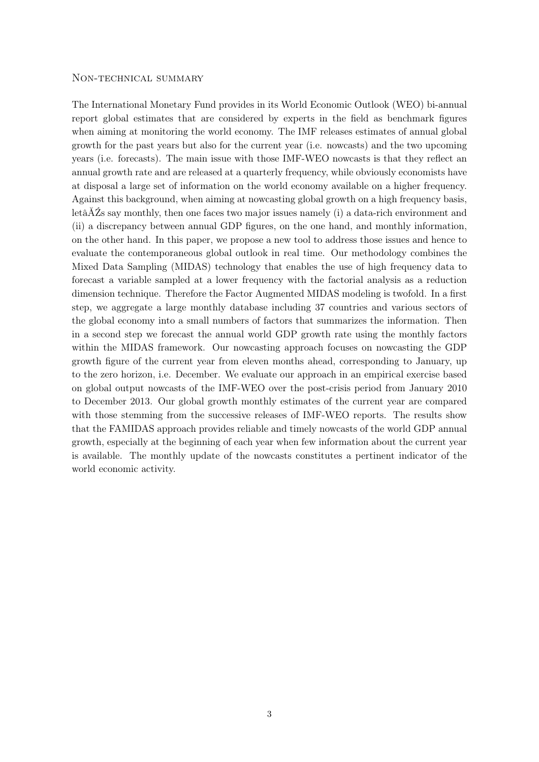## Non-technical summary

The International Monetary Fund provides in its World Economic Outlook (WEO) bi-annual report global estimates that are considered by experts in the field as benchmark figures when aiming at monitoring the world economy. The IMF releases estimates of annual global growth for the past years but also for the current year (i.e. nowcasts) and the two upcoming years (i.e. forecasts). The main issue with those IMF-WEO nowcasts is that they reflect an annual growth rate and are released at a quarterly frequency, while obviously economists have at disposal a large set of information on the world economy available on a higher frequency. Against this background, when aiming at nowcasting global growth on a high frequency basis, letâĂŹs say monthly, then one faces two major issues namely (i) a data-rich environment and (ii) a discrepancy between annual GDP figures, on the one hand, and monthly information, on the other hand. In this paper, we propose a new tool to address those issues and hence to evaluate the contemporaneous global outlook in real time. Our methodology combines the Mixed Data Sampling (MIDAS) technology that enables the use of high frequency data to forecast a variable sampled at a lower frequency with the factorial analysis as a reduction dimension technique. Therefore the Factor Augmented MIDAS modeling is twofold. In a first step, we aggregate a large monthly database including 37 countries and various sectors of the global economy into a small numbers of factors that summarizes the information. Then in a second step we forecast the annual world GDP growth rate using the monthly factors within the MIDAS framework. Our nowcasting approach focuses on nowcasting the GDP growth figure of the current year from eleven months ahead, corresponding to January, up to the zero horizon, i.e. December. We evaluate our approach in an empirical exercise based on global output nowcasts of the IMF-WEO over the post-crisis period from January 2010 to December 2013. Our global growth monthly estimates of the current year are compared with those stemming from the successive releases of IMF-WEO reports. The results show that the FAMIDAS approach provides reliable and timely nowcasts of the world GDP annual growth, especially at the beginning of each year when few information about the current year is available. The monthly update of the nowcasts constitutes a pertinent indicator of the world economic activity.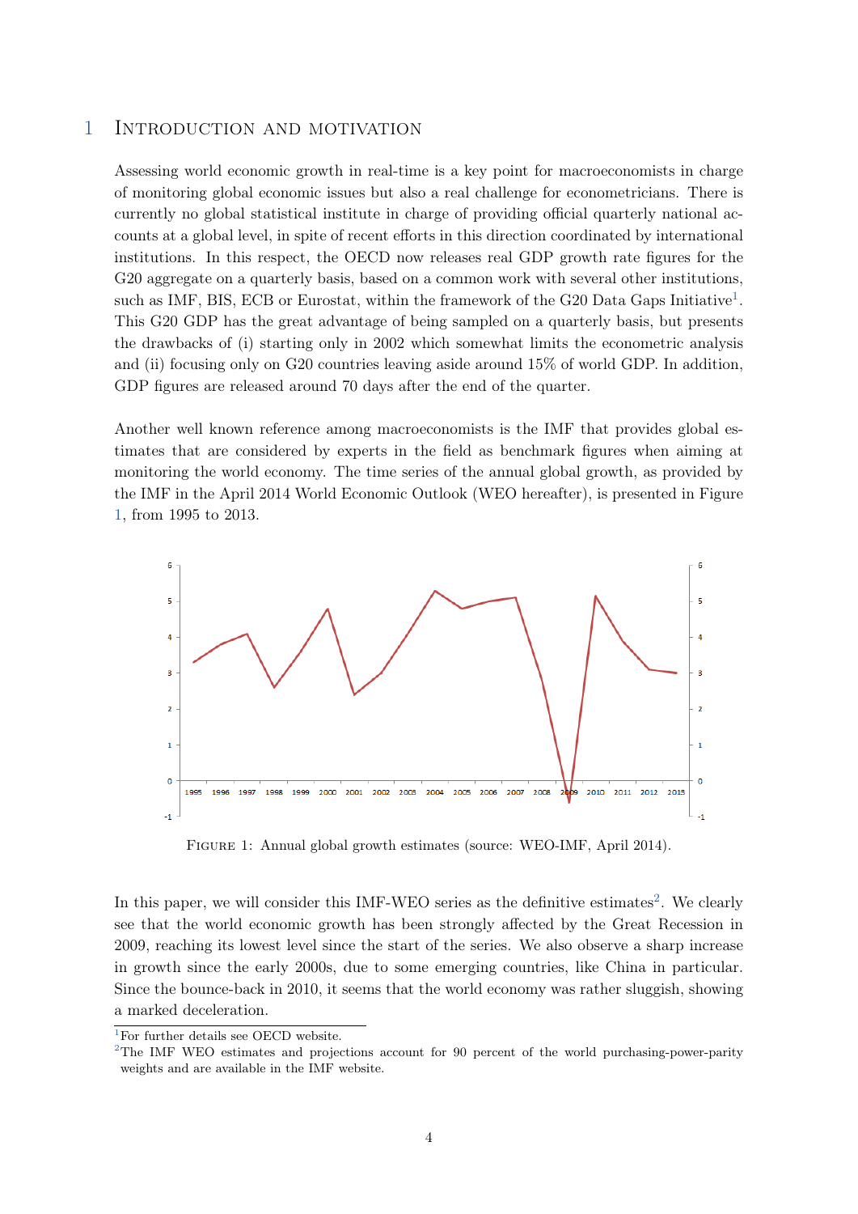# 1 Introduction and motivation

Assessing world economic growth in real-time is a key point for macroeconomists in charge of monitoring global economic issues but also a real challenge for econometricians. There is currently no global statistical institute in charge of providing official quarterly national accounts at a global level, in spite of recent efforts in this direction coordinated by international institutions. In this respect, the OECD now releases real GDP growth rate figures for the G20 aggregate on a quarterly basis, based on a common work with several other institutions, such as IMF, BIS, ECB or Eurostat, within the framework of the G20 Data Gaps Initiative[1]. This G20 GDP has the great advantage of being sampled on a quarterly basis, but presents the drawbacks of (i) starting only in 2002 which somewhat limits the econometric analysis and (ii) focusing only on G20 countries leaving aside around 15% of world GDP. In addition, GDP figures are released around 70 days after the end of the quarter.

Another well known reference among macroeconomists is the IMF that provides global estimates that are considered by experts in the field as benchmark figures when aiming at monitoring the world economy. The time series of the annual global growth, as provided by the IMF in the April 2014 World Economic Outlook (WEO hereafter), is presented in Figure 1, from 1995 to 2013.

Figure 1: Annual global growth estimates (source: WEO-IMF, April 2014).

In this paper, we will consider this IMF-WEO series as the definitive estimates[2]. We clearly see that the world economic growth has been strongly affected by the Great Recession in 2009, reaching its lowest level since the start of the series. We also observe a sharp increase in growth since the early 2000s, due to some emerging countries, like China in particular. Since the bounce-back in 2010, it seems that the world economy was rather sluggish, showing a marked deceleration.

[1] For further details see OECD website.

[2] The IMF WEO estimates and projections account for 90 percent of the world purchasing-power-parity weights and are available in the IMF website.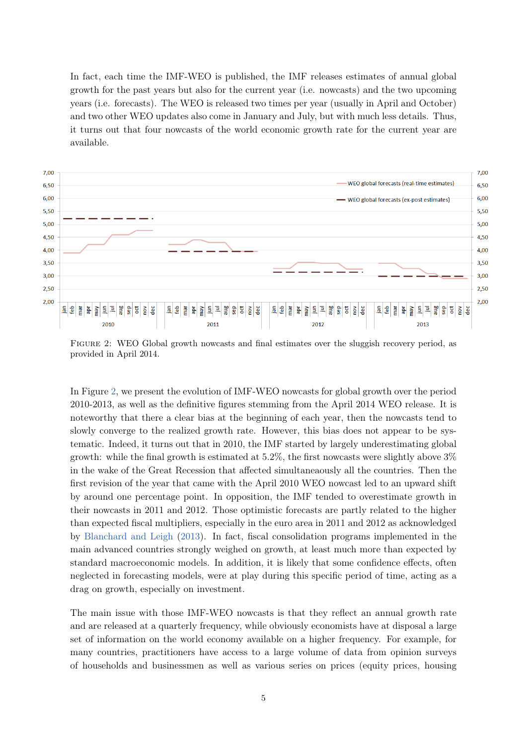In fact, each time the IMF-WEO is published, the IMF releases estimates of annual global growth for the past years but also for the current year (i.e. nowcasts) and the two upcoming years (i.e. forecasts). The WEO is released two times per year (usually in April and October) and two other WEO updates also come in January and July, but with much less details. Thus, it turns out that four nowcasts of the world economic growth rate for the current year are available.

FIGURE 2: WEO Global growth nowcasts and final estimates over the sluggish recovery period, as provided in April 2014.

In Figure 2, we present the evolution of IMF-WEO nowcasts for global growth over the period 2010-2013, as well as the definitive figures stemming from the April 2014 WEO release. It is noteworthy that there a clear bias at the beginning of each year, then the nowcasts tend to slowly converge to the realized growth rate. However, this bias does not appear to be systematic. Indeed, it turns out that in 2010, the IMF started by largely underestimating global growth: while the final growth is estimated at 5.2%, the first nowcasts were slightly above 3% in the wake of the Great Recession that affected simultaneaously all the countries. Then the first revision of the year that came with the April 2010 WEO nowcast led to an upward shift by around one percentage point. In opposition, the IMF tended to overestimate growth in their nowcasts in 2011 and 2012. Those optimistic forecasts are partly related to the higher than expected fiscal multipliers, especially in the euro area in 2011 and 2012 as acknowledged by Blanchard and Leigh (2013). In fact, fiscal consolidation programs implemented in the main advanced countries strongly weighed on growth, at least much more than expected by standard macroeconomic models. In addition, it is likely that some confidence effects, often neglected in forecasting models, were at play during this specific period of time, acting as a drag on growth, especially on investment.

The main issue with those IMF-WEO nowcasts is that they reflect an annual growth rate and are released at a quarterly frequency, while obviously economists have at disposal a large set of information on the world economy available on a higher frequency. For example, for many countries, practitioners have access to a large volume of data from opinion surveys of households and businessmen as well as various series on prices (equity prices, housing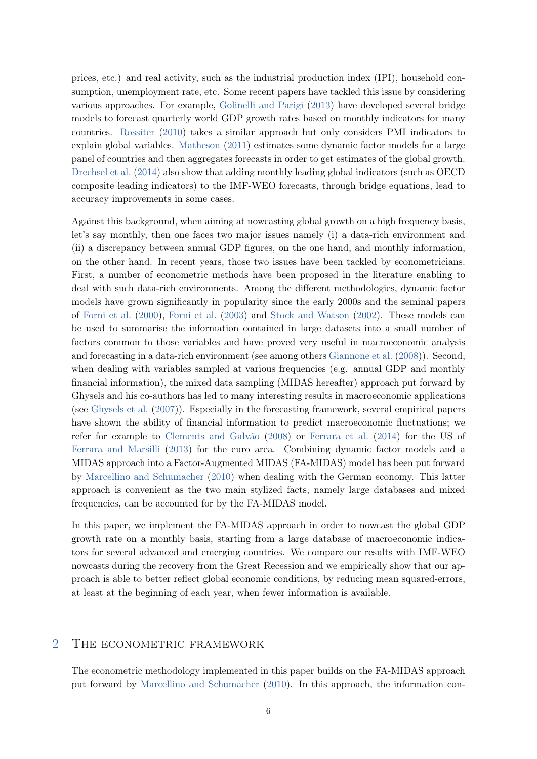prices, etc.) and real activity, such as the industrial production index (IPI), household consumption, unemployment rate, etc. Some recent papers have tackled this issue by considering various approaches. For example, Golinelli and Parigi (2013) have developed several bridge models to forecast quarterly world GDP growth rates based on monthly indicators for many countries. Rossiter (2010) takes a similar approach but only considers PMI indicators to explain global variables. Matheson (2011) estimates some dynamic factor models for a large panel of countries and then aggregates forecasts in order to get estimates of the global growth. Drechsel et al. (2014) also show that adding monthly leading global indicators (such as OECD composite leading indicators) to the IMF-WEO forecasts, through bridge equations, lead to accuracy improvements in some cases.

Against this background, when aiming at nowcasting global growth on a high frequency basis, let's say monthly, then one faces two major issues namely (i) a data-rich environment and (ii) a discrepancy between annual GDP figures, on the one hand, and monthly information, on the other hand. In recent years, those two issues have been tackled by econometricians. First, a number of econometric methods have been proposed in the literature enabling to deal with such data-rich environments. Among the different methodologies, dynamic factor models have grown significantly in popularity since the early 2000s and the seminal papers of Forni et al. (2000), Forni et al. (2003) and Stock and Watson (2002). These models can be used to summarise the information contained in large datasets into a small number of factors common to those variables and have proved very useful in macroeconomic analysis and forecasting in a data-rich environment (see among others Giannone et al. (2008)). Second, when dealing with variables sampled at various frequencies (e.g. annual GDP and monthly financial information), the mixed data sampling (MIDAS hereafter) approach put forward by Ghysels and his co-authors has led to many interesting results in macroeconomic applications (see Ghysels et al. (2007)). Especially in the forecasting framework, several empirical papers have shown the ability of financial information to predict macroeconomic fluctuations; we refer for example to Clements and Galvão (2008) or Ferrara et al. (2014) for the US of Ferrara and Marsilli (2013) for the euro area. Combining dynamic factor models and a MIDAS approach into a Factor-Augmented MIDAS (FA-MIDAS) model has been put forward by Marcellino and Schumacher (2010) when dealing with the German economy. This latter approach is convenient as the two main stylized facts, namely large databases and mixed frequencies, can be accounted for by the FA-MIDAS model.

In this paper, we implement the FA-MIDAS approach in order to nowcast the global GDP growth rate on a monthly basis, starting from a large database of macroeconomic indicators for several advanced and emerging countries. We compare our results with IMF-WEO nowcasts during the recovery from the Great Recession and we empirically show that our approach is able to better reflect global economic conditions, by reducing mean squared-errors, at least at the beginning of each year, when fewer information is available.

## 2 The econometric framework

The econometric methodology implemented in this paper builds on the FA-MIDAS approach put forward by Marcellino and Schumacher (2010). In this approach, the information con-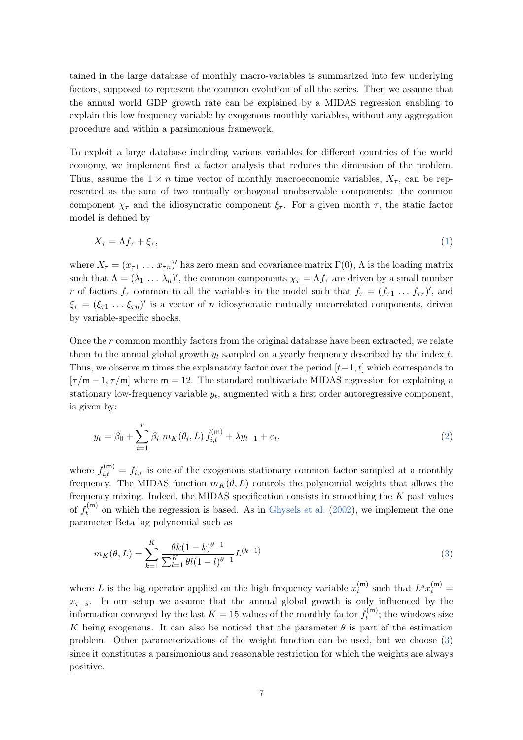tained in the large database of monthly macro-variables is summarized into few underlying factors, supposed to represent the common evolution of all the series. Then we assume that the annual world GDP growth rate can be explained by a MIDAS regression enabling to explain this low frequency variable by exogenous monthly variables, without any aggregation procedure and within a parsimonious framework.

To exploit a large database including various variables for different countries of the world economy, we implement first a factor analysis that reduces the dimension of the problem. Thus, assume the $1 \times n$ time vector of monthly macroeconomic variables, $X_\tau$, can be represented as the sum of two mutually orthogonal unobservable components: the common component $\chi_\tau$ and the idiosyncratic component $\xi_\tau$. For a given month $\tau$, the static factor model is defined by

$$X_\tau = \Lambda f_\tau + \xi_\tau, \tag{1}$$

where $X_\tau = (x_{\tau 1} \dots x_{\tau n})'$ has zero mean and covariance matrix $\Gamma(0)$, $\Lambda$ is the loading matrix such that $\Lambda = (\lambda_1 \dots \lambda_n)'$, the common components $\chi_\tau = \Lambda f_\tau$ are driven by a small number $r$ of factors $f_\tau$ common to all the variables in the model such that $f_\tau = (f_{\tau 1} \dots f_{\tau r})'$, and $\xi_\tau = (\xi_{\tau 1} \dots \xi_{\tau n})'$ is a vector of $n$ idiosyncratic mutually uncorrelated components, driven by variable-specific shocks.

Once the $r$ common monthly factors from the original database have been extracted, we relate them to the annual global growth $y_t$ sampled on a yearly frequency described by the index $t$. Thus, we observe $\mathsf{m}$ times the explanatory factor over the period $[t-1, t]$ which corresponds to $[\tau/\mathsf{m} - 1, \tau/\mathsf{m}]$ where $\mathsf{m} = 12$. The standard multivariate MIDAS regression for explaining a stationary low-frequency variable $y_t$, augmented with a first order autoregressive component, is given by:

$$y_t = \beta_0 + \sum_{i=1}^{r} \beta_i \; m_K(\theta_i, L) \, \hat{f}_{i,t}^{(\mathsf{m})} + \lambda y_{t-1} + \varepsilon_t, \tag{2}$$

where $f_{i,t}^{(\mathsf{m})} = f_{i,\tau}$ is one of the exogenous stationary common factor sampled at a monthly frequency. The MIDAS function $m_K(\theta, L)$ controls the polynomial weights that allows the frequency mixing. Indeed, the MIDAS specification consists in smoothing the $K$ past values of $f_t^{(\mathsf{m})}$ on which the regression is based. As in Ghysels et al. (2002), we implement the one parameter Beta lag polynomial such as

$$m_K(\theta, L) = \sum_{k=1}^{K} \frac{\theta k (1-k)^{\theta - 1}}{\sum_{l=1}^{K} \theta l (1-l)^{\theta - 1}} L^{(k-1)} \tag{3}$$

where $L$ is the lag operator applied on the high frequency variable $x_t^{(\mathsf{m})}$ such that $L^s x_t^{(\mathsf{m})} = x_{\tau - s}$. In our setup we assume that the annual global growth is only influenced by the information conveyed by the last $K = 15$ values of the monthly factor $f_t^{(\mathsf{m})}$; the windows size $K$ being exogenous. It can also be noticed that the parameter $\theta$ is part of the estimation problem. Other parameterizations of the weight function can be used, but we choose (3) since it constitutes a parsimonious and reasonable restriction for which the weights are always positive.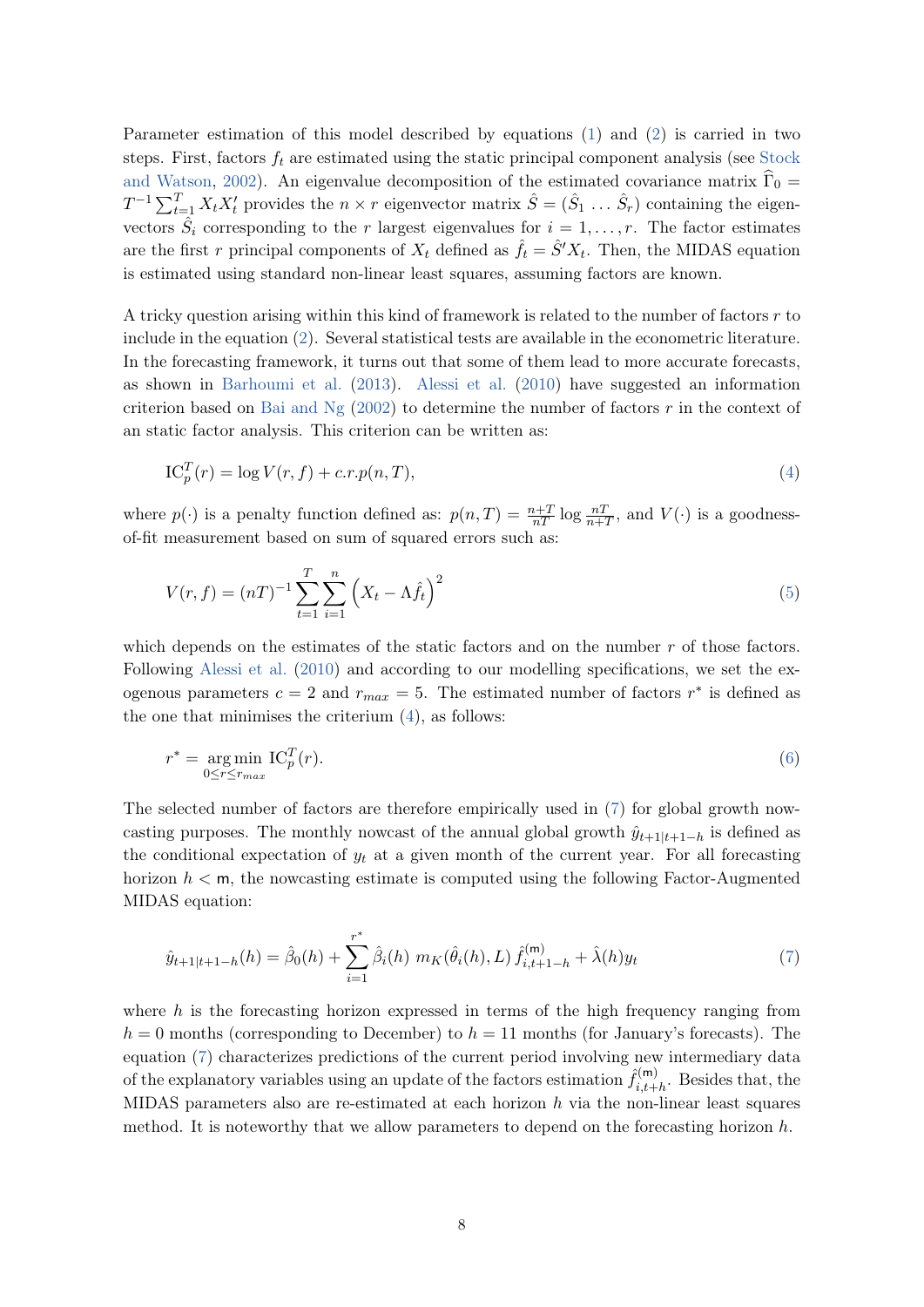Parameter estimation of this model described by equations (1) and (2) is carried in two steps. First, factors $f_t$ are estimated using the static principal component analysis (see Stock and Watson, 2002). An eigenvalue decomposition of the estimated covariance matrix $\widehat{\Gamma}_0 = T^{-1}\sum_{t=1}^{T} X_t X_t'$ provides the $n \times r$ eigenvector matrix $\hat{S} = (\hat{S}_1 \ldots \hat{S}_r)$ containing the eigenvectors $\hat{S}_i$ corresponding to the $r$ largest eigenvalues for $i = 1, \ldots, r$. The factor estimates are the first $r$ principal components of $X_t$ defined as $\hat{f}_t = \hat{S}' X_t$. Then, the MIDAS equation is estimated using standard non-linear least squares, assuming factors are known.

A tricky question arising within this kind of framework is related to the number of factors $r$ to include in the equation (2). Several statistical tests are available in the econometric literature. In the forecasting framework, it turns out that some of them lead to more accurate forecasts, as shown in Barhoumi et al. (2013). Alessi et al. (2010) have suggested an information criterion based on Bai and Ng (2002) to determine the number of factors $r$ in the context of an static factor analysis. This criterion can be written as:

$$\text{IC}_p^T(r) = \log V(r, f) + c.r.p(n, T), \tag{4}$$

where $p(\cdot)$ is a penalty function defined as: $p(n,T) = \frac{n+T}{nT} \log \frac{nT}{n+T}$, and $V(\cdot)$ is a goodness-of-fit measurement based on sum of squared errors such as:

$$V(r, f) = (nT)^{-1} \sum_{t=1}^{T} \sum_{i=1}^{n} \left( X_t - \Lambda \hat{f}_t \right)^2 \tag{5}$$

which depends on the estimates of the static factors and on the number $r$ of those factors. Following Alessi et al. (2010) and according to our modelling specifications, we set the exogenous parameters $c = 2$ and $r_{max} = 5$. The estimated number of factors $r^*$ is defined as the one that minimises the criterium (4), as follows:

$$r^* = \underset{0 \leq r \leq r_{max}}{\arg\min}\ \text{IC}_p^T(r). \tag{6}$$

The selected number of factors are therefore empirically used in (7) for global growth nowcasting purposes. The monthly nowcast of the annual global growth $\hat{y}_{t+1|t+1-h}$ is defined as the conditional expectation of $y_t$ at a given month of the current year. For all forecasting horizon $h < \mathsf{m}$, the nowcasting estimate is computed using the following Factor-Augmented MIDAS equation:

$$\hat{y}_{t+1|t+1-h}(h) = \hat{\beta}_0(h) + \sum_{i=1}^{r^*} \hat{\beta}_i(h)\ m_K(\hat{\theta}_i(h), L)\, \hat{f}_{i,t+1-h}^{(\mathsf{m})} + \hat{\lambda}(h) y_t \tag{7}$$

where $h$ is the forecasting horizon expressed in terms of the high frequency ranging from $h = 0$ months (corresponding to December) to $h = 11$ months (for January's forecasts). The equation (7) characterizes predictions of the current period involving new intermediary data of the explanatory variables using an update of the factors estimation $\hat{f}_{i,t+h}^{(\mathsf{m})}$. Besides that, the MIDAS parameters also are re-estimated at each horizon $h$ via the non-linear least squares method. It is noteworthy that we allow parameters to depend on the forecasting horizon $h$.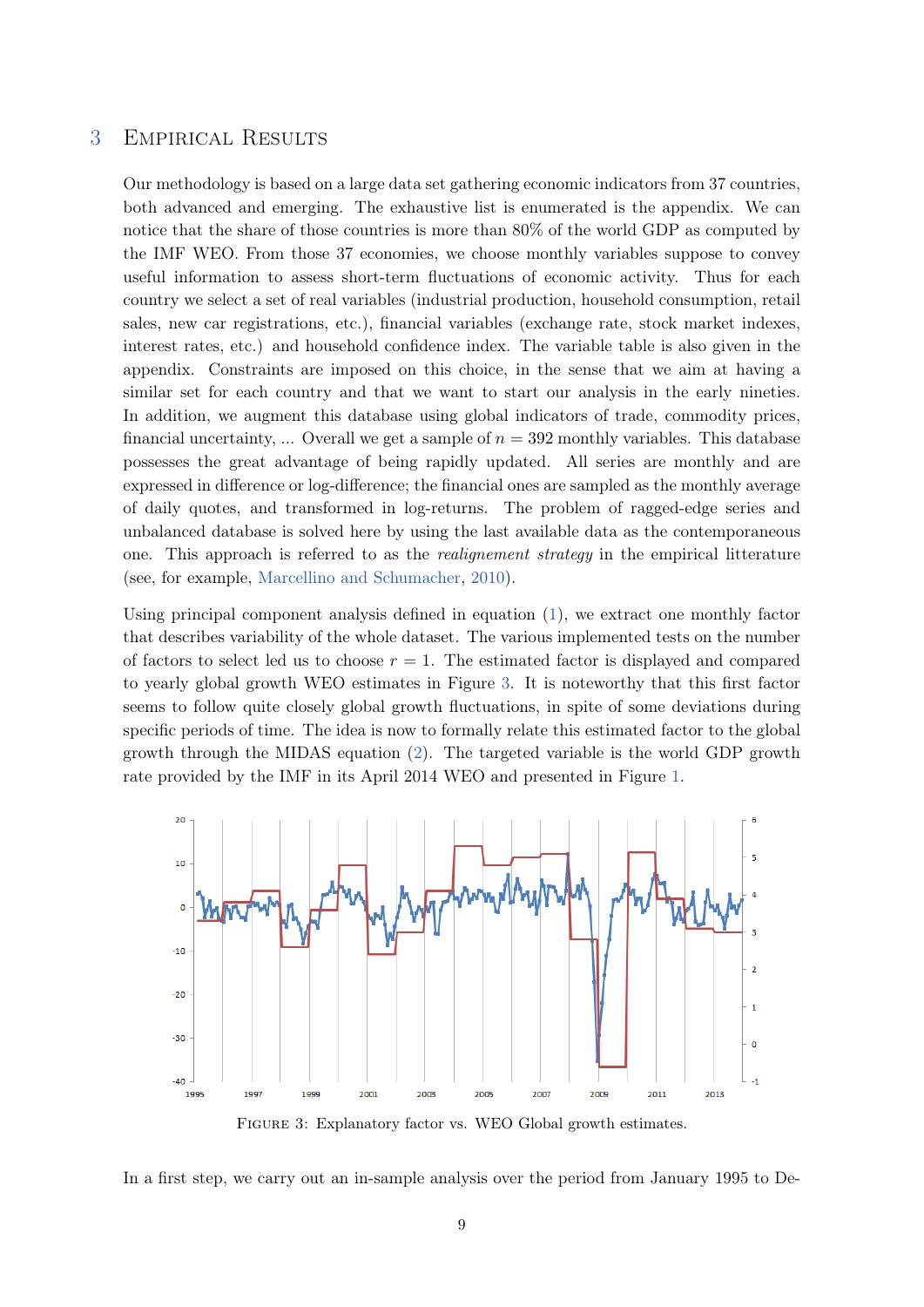## 3 Empirical Results

Our methodology is based on a large data set gathering economic indicators from 37 countries, both advanced and emerging. The exhaustive list is enumerated is the appendix. We can notice that the share of those countries is more than 80% of the world GDP as computed by the IMF WEO. From those 37 economies, we choose monthly variables suppose to convey useful information to assess short-term fluctuations of economic activity. Thus for each country we select a set of real variables (industrial production, household consumption, retail sales, new car registrations, etc.), financial variables (exchange rate, stock market indexes, interest rates, etc.) and household confidence index. The variable table is also given in the appendix. Constraints are imposed on this choice, in the sense that we aim at having a similar set for each country and that we want to start our analysis in the early nineties. In addition, we augment this database using global indicators of trade, commodity prices, financial uncertainty, ... Overall we get a sample of $n = 392$ monthly variables. This database possesses the great advantage of being rapidly updated. All series are monthly and are expressed in difference or log-difference; the financial ones are sampled as the monthly average of daily quotes, and transformed in log-returns. The problem of ragged-edge series and unbalanced database is solved here by using the last available data as the contemporaneous one. This approach is referred to as the *realignement strategy* in the empirical litterature (see, for example, Marcellino and Schumacher, 2010).

Using principal component analysis defined in equation (1), we extract one monthly factor that describes variability of the whole dataset. The various implemented tests on the number of factors to select led us to choose $r = 1$. The estimated factor is displayed and compared to yearly global growth WEO estimates in Figure 3. It is noteworthy that this first factor seems to follow quite closely global growth fluctuations, in spite of some deviations during specific periods of time. The idea is now to formally relate this estimated factor to the global growth through the MIDAS equation (2). The targeted variable is the world GDP growth rate provided by the IMF in its April 2014 WEO and presented in Figure 1.

Figure 3: Explanatory factor vs. WEO Global growth estimates.

In a first step, we carry out an in-sample analysis over the period from January 1995 to De-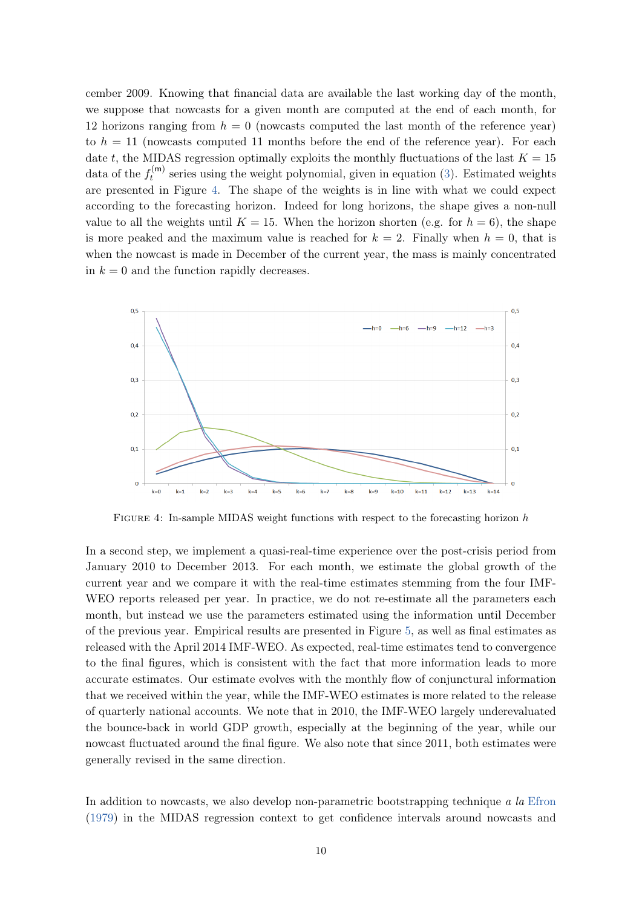cember 2009. Knowing that financial data are available the last working day of the month, we suppose that nowcasts for a given month are computed at the end of each month, for 12 horizons ranging from $h = 0$ (nowcasts computed the last month of the reference year) to $h = 11$ (nowcasts computed 11 months before the end of the reference year). For each date $t$, the MIDAS regression optimally exploits the monthly fluctuations of the last $K = 15$ data of the $f_t^{(m)}$ series using the weight polynomial, given in equation (3). Estimated weights are presented in Figure 4. The shape of the weights is in line with what we could expect according to the forecasting horizon. Indeed for long horizons, the shape gives a non-null value to all the weights until $K = 15$. When the horizon shorten (e.g. for $h = 6$), the shape is more peaked and the maximum value is reached for $k = 2$. Finally when $h = 0$, that is when the nowcast is made in December of the current year, the mass is mainly concentrated in $k = 0$ and the function rapidly decreases.

FIGURE 4: In-sample MIDAS weight functions with respect to the forecasting horizon $h$

In a second step, we implement a quasi-real-time experience over the post-crisis period from January 2010 to December 2013. For each month, we estimate the global growth of the current year and we compare it with the real-time estimates stemming from the four IMF-WEO reports released per year. In practice, we do not re-estimate all the parameters each month, but instead we use the parameters estimated using the information until December of the previous year. Empirical results are presented in Figure 5, as well as final estimates as released with the April 2014 IMF-WEO. As expected, real-time estimates tend to convergence to the final figures, which is consistent with the fact that more information leads to more accurate estimates. Our estimate evolves with the monthly flow of conjunctural information that we received within the year, while the IMF-WEO estimates is more related to the release of quarterly national accounts. We note that in 2010, the IMF-WEO largely underevaluated the bounce-back in world GDP growth, especially at the beginning of the year, while our nowcast fluctuated around the final figure. We also note that since 2011, both estimates were generally revised in the same direction.

In addition to nowcasts, we also develop non-parametric bootstrapping technique *a la* Efron (1979) in the MIDAS regression context to get confidence intervals around nowcasts and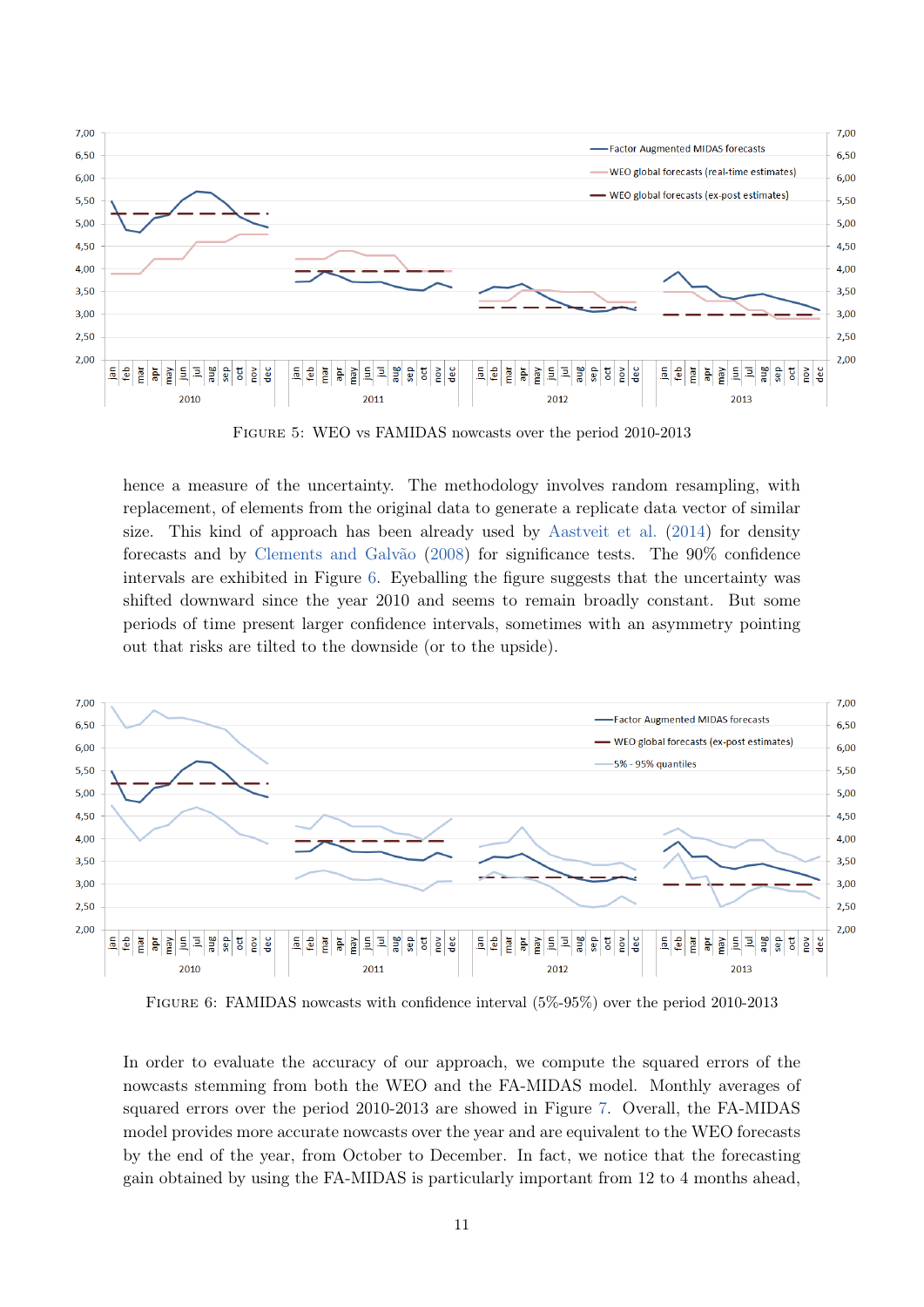FIGURE 5: WEO vs FAMIDAS nowcasts over the period 2010-2013

hence a measure of the uncertainty. The methodology involves random resampling, with replacement, of elements from the original data to generate a replicate data vector of similar size. This kind of approach has been already used by Aastveit et al. (2014) for density forecasts and by Clements and Galvão (2008) for significance tests. The 90% confidence intervals are exhibited in Figure 6. Eyeballing the figure suggests that the uncertainty was shifted downward since the year 2010 and seems to remain broadly constant. But some periods of time present larger confidence intervals, sometimes with an asymmetry pointing out that risks are tilted to the downside (or to the upside).

FIGURE 6: FAMIDAS nowcasts with confidence interval (5%-95%) over the period 2010-2013

In order to evaluate the accuracy of our approach, we compute the squared errors of the nowcasts stemming from both the WEO and the FA-MIDAS model. Monthly averages of squared errors over the period 2010-2013 are showed in Figure 7. Overall, the FA-MIDAS model provides more accurate nowcasts over the year and are equivalent to the WEO forecasts by the end of the year, from October to December. In fact, we notice that the forecasting gain obtained by using the FA-MIDAS is particularly important from 12 to 4 months ahead,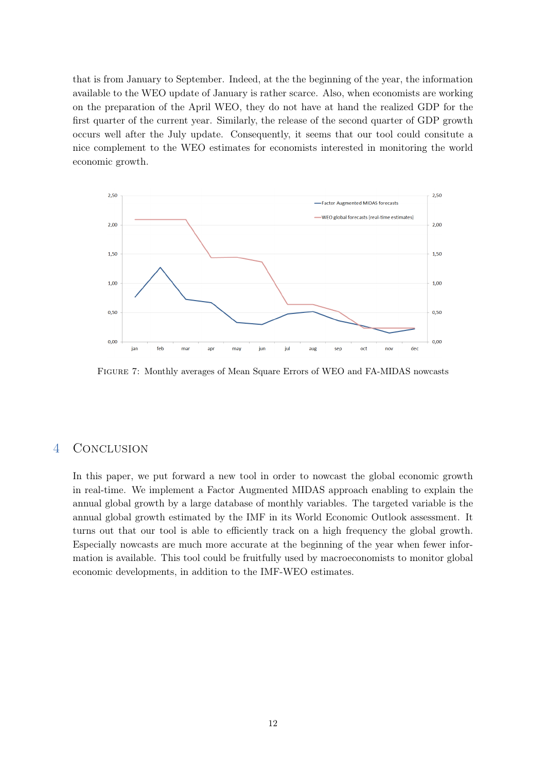that is from January to September. Indeed, at the the beginning of the year, the information available to the WEO update of January is rather scarce. Also, when economists are working on the preparation of the April WEO, they do not have at hand the realized GDP for the first quarter of the current year. Similarly, the release of the second quarter of GDP growth occurs well after the July update. Consequently, it seems that our tool could consitute a nice complement to the WEO estimates for economists interested in monitoring the world economic growth.

FIGURE 7: Monthly averages of Mean Square Errors of WEO and FA-MIDAS nowcasts

## 4 Conclusion

In this paper, we put forward a new tool in order to nowcast the global economic growth in real-time. We implement a Factor Augmented MIDAS approach enabling to explain the annual global growth by a large database of monthly variables. The targeted variable is the annual global growth estimated by the IMF in its World Economic Outlook assessment. It turns out that our tool is able to efficiently track on a high frequency the global growth. Especially nowcasts are much more accurate at the beginning of the year when fewer information is available. This tool could be fruitfully used by macroeconomists to monitor global economic developments, in addition to the IMF-WEO estimates.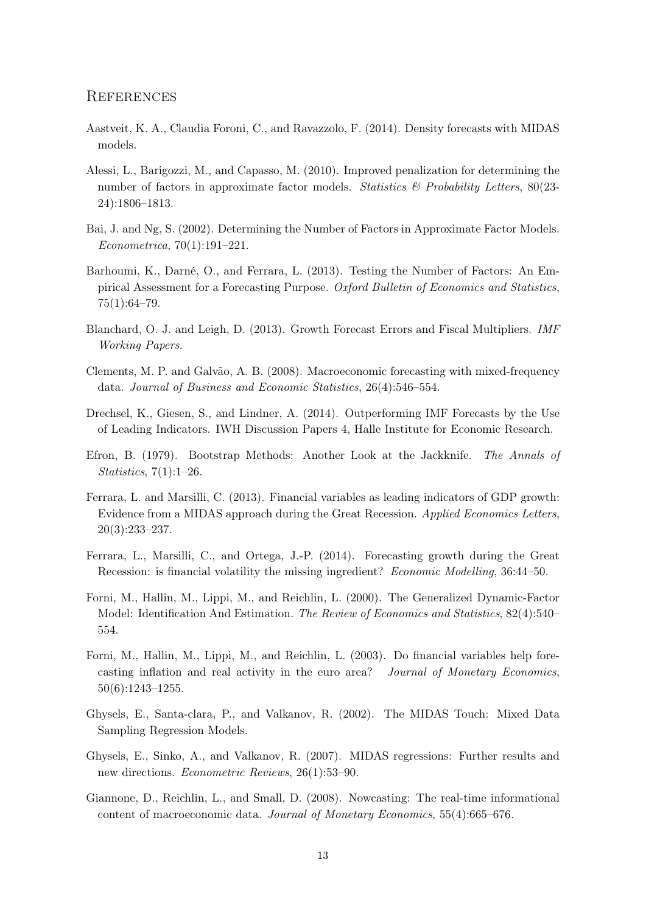## References

Aastveit, K. A., Claudia Foroni, C., and Ravazzolo, F. (2014). Density forecasts with MIDAS models.

Alessi, L., Barigozzi, M., and Capasso, M. (2010). Improved penalization for determining the number of factors in approximate factor models. *Statistics & Probability Letters*, 80(23-24):1806–1813.

Bai, J. and Ng, S. (2002). Determining the Number of Factors in Approximate Factor Models. *Econometrica*, 70(1):191–221.

Barhoumi, K., Darné, O., and Ferrara, L. (2013). Testing the Number of Factors: An Empirical Assessment for a Forecasting Purpose. *Oxford Bulletin of Economics and Statistics*, 75(1):64–79.

Blanchard, O. J. and Leigh, D. (2013). Growth Forecast Errors and Fiscal Multipliers. *IMF Working Papers*.

Clements, M. P. and Galvão, A. B. (2008). Macroeconomic forecasting with mixed-frequency data. *Journal of Business and Economic Statistics*, 26(4):546–554.

Drechsel, K., Giesen, S., and Lindner, A. (2014). Outperforming IMF Forecasts by the Use of Leading Indicators. IWH Discussion Papers 4, Halle Institute for Economic Research.

Efron, B. (1979). Bootstrap Methods: Another Look at the Jackknife. *The Annals of Statistics*, 7(1):1–26.

Ferrara, L. and Marsilli, C. (2013). Financial variables as leading indicators of GDP growth: Evidence from a MIDAS approach during the Great Recession. *Applied Economics Letters*, 20(3):233–237.

Ferrara, L., Marsilli, C., and Ortega, J.-P. (2014). Forecasting growth during the Great Recession: is financial volatility the missing ingredient? *Economic Modelling*, 36:44–50.

Forni, M., Hallin, M., Lippi, M., and Reichlin, L. (2000). The Generalized Dynamic-Factor Model: Identification And Estimation. *The Review of Economics and Statistics*, 82(4):540–554.

Forni, M., Hallin, M., Lippi, M., and Reichlin, L. (2003). Do financial variables help forecasting inflation and real activity in the euro area? *Journal of Monetary Economics*, 50(6):1243–1255.

Ghysels, E., Santa-clara, P., and Valkanov, R. (2002). The MIDAS Touch: Mixed Data Sampling Regression Models.

Ghysels, E., Sinko, A., and Valkanov, R. (2007). MIDAS regressions: Further results and new directions. *Econometric Reviews*, 26(1):53–90.

Giannone, D., Reichlin, L., and Small, D. (2008). Nowcasting: The real-time informational content of macroeconomic data. *Journal of Monetary Economics*, 55(4):665–676.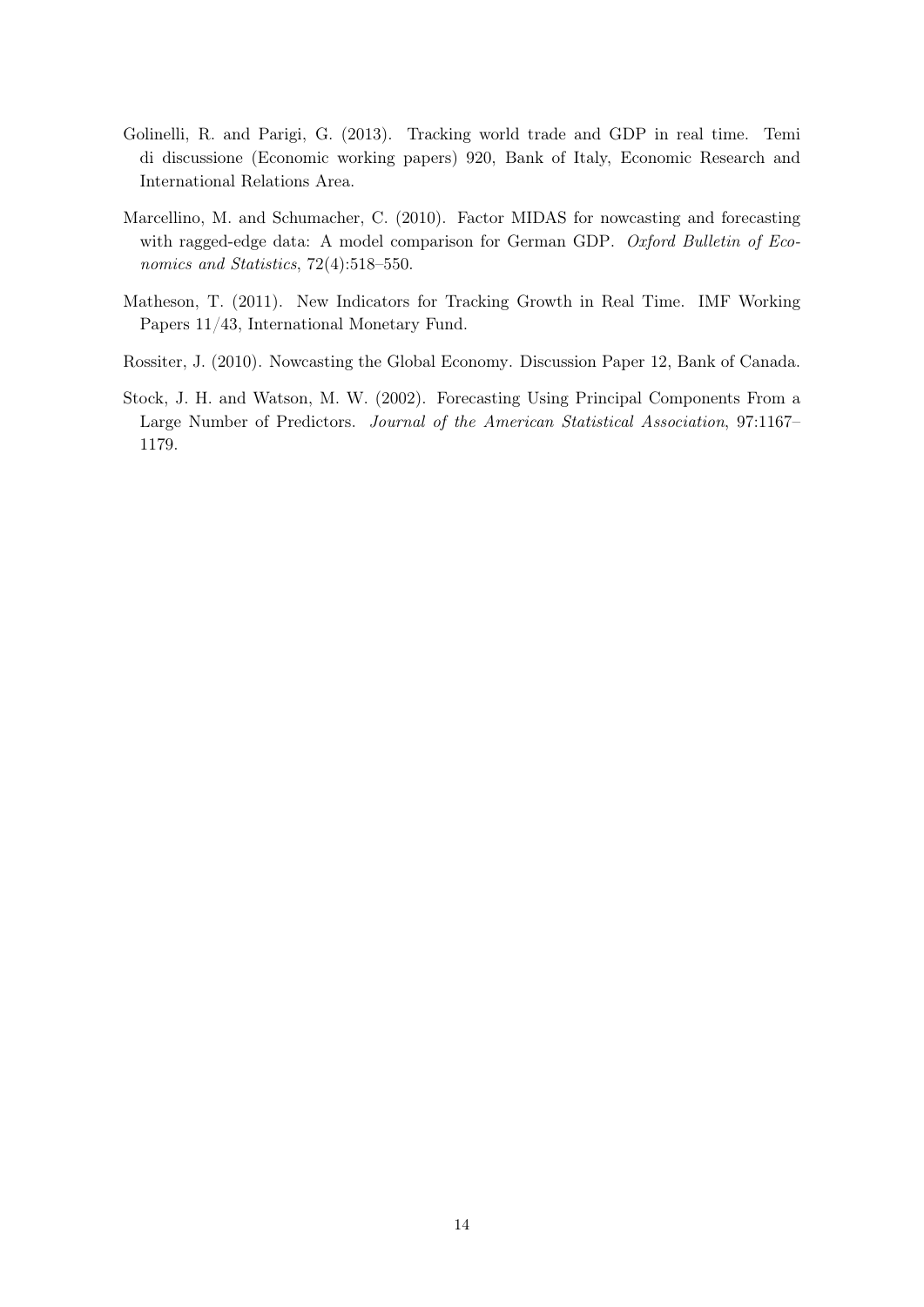Golinelli, R. and Parigi, G. (2013). Tracking world trade and GDP in real time. Temi di discussione (Economic working papers) 920, Bank of Italy, Economic Research and International Relations Area.

Marcellino, M. and Schumacher, C. (2010). Factor MIDAS for nowcasting and forecasting with ragged-edge data: A model comparison for German GDP. *Oxford Bulletin of Economics and Statistics*, 72(4):518–550.

Matheson, T. (2011). New Indicators for Tracking Growth in Real Time. IMF Working Papers 11/43, International Monetary Fund.

Rossiter, J. (2010). Nowcasting the Global Economy. Discussion Paper 12, Bank of Canada.

Stock, J. H. and Watson, M. W. (2002). Forecasting Using Principal Components From a Large Number of Predictors. *Journal of the American Statistical Association*, 97:1167–1179.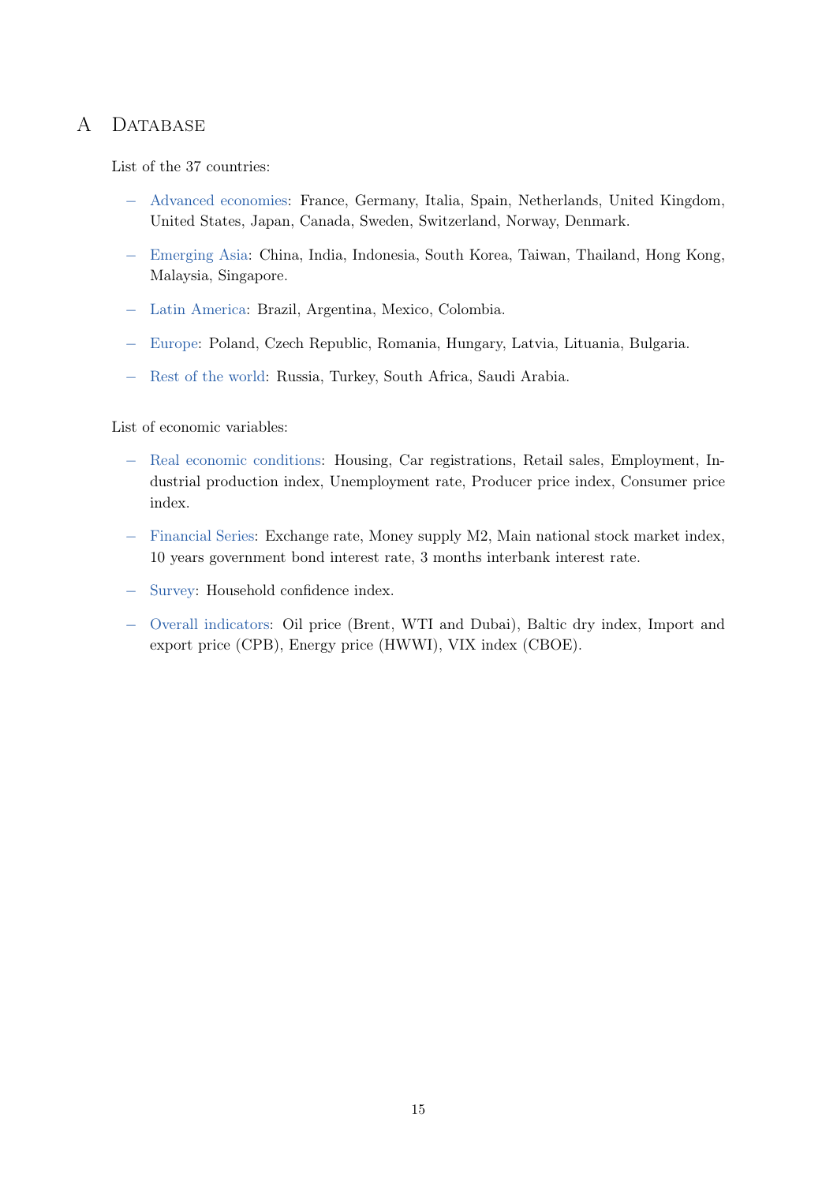# A Database

List of the 37 countries:

- Advanced economies: France, Germany, Italia, Spain, Netherlands, United Kingdom, United States, Japan, Canada, Sweden, Switzerland, Norway, Denmark.
- Emerging Asia: China, India, Indonesia, South Korea, Taiwan, Thailand, Hong Kong, Malaysia, Singapore.
- Latin America: Brazil, Argentina, Mexico, Colombia.
- Europe: Poland, Czech Republic, Romania, Hungary, Latvia, Lituania, Bulgaria.
- Rest of the world: Russia, Turkey, South Africa, Saudi Arabia.

List of economic variables:

- Real economic conditions: Housing, Car registrations, Retail sales, Employment, Industrial production index, Unemployment rate, Producer price index, Consumer price index.
- Financial Series: Exchange rate, Money supply M2, Main national stock market index, 10 years government bond interest rate, 3 months interbank interest rate.
- Survey: Household confidence index.
- Overall indicators: Oil price (Brent, WTI and Dubai), Baltic dry index, Import and export price (CPB), Energy price (HWWI), VIX index (CBOE).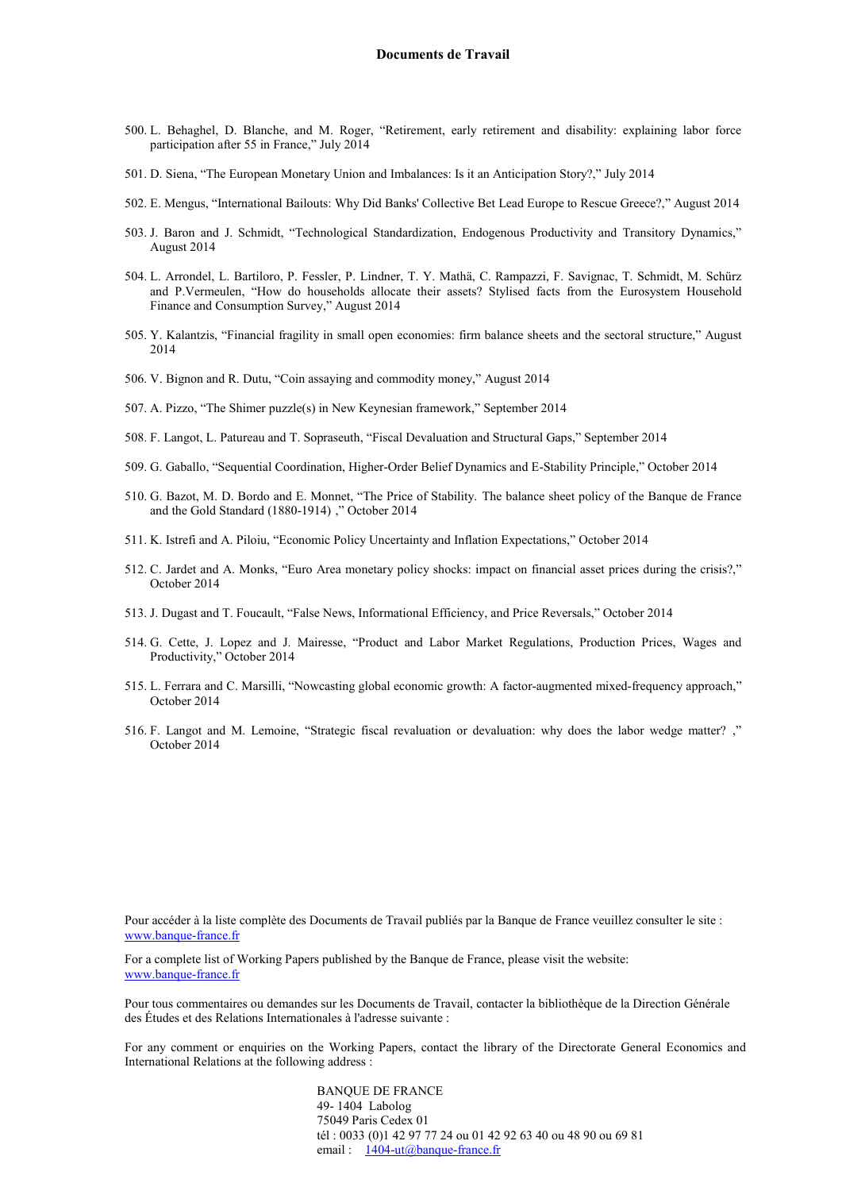# Documents de Travail

500. L. Behaghel, D. Blanche, and M. Roger, "Retirement, early retirement and disability: explaining labor force participation after 55 in France," July 2014

501. D. Siena, "The European Monetary Union and Imbalances: Is it an Anticipation Story?," July 2014

502. E. Mengus, "International Bailouts: Why Did Banks' Collective Bet Lead Europe to Rescue Greece?," August 2014

503. J. Baron and J. Schmidt, "Technological Standardization, Endogenous Productivity and Transitory Dynamics," August 2014

504. L. Arrondel, L. Bartiloro, P. Fessler, P. Lindner, T. Y. Mathä, C. Rampazzi, F. Savignac, T. Schmidt, M. Schürz and P.Vermeulen, "How do households allocate their assets? Stylised facts from the Eurosystem Household Finance and Consumption Survey," August 2014

505. Y. Kalantzis, "Financial fragility in small open economies: firm balance sheets and the sectoral structure," August 2014

506. V. Bignon and R. Dutu, "Coin assaying and commodity money," August 2014

507. A. Pizzo, "The Shimer puzzle(s) in New Keynesian framework," September 2014

508. F. Langot, L. Patureau and T. Sopraseuth, "Fiscal Devaluation and Structural Gaps," September 2014

509. G. Gaballo, "Sequential Coordination, Higher-Order Belief Dynamics and E-Stability Principle," October 2014

510. G. Bazot, M. D. Bordo and E. Monnet, "The Price of Stability. The balance sheet policy of the Banque de France and the Gold Standard (1880-1914) ," October 2014

511. K. Istrefi and A. Piloiu, "Economic Policy Uncertainty and Inflation Expectations," October 2014

512. C. Jardet and A. Monks, "Euro Area monetary policy shocks: impact on financial asset prices during the crisis?," October 2014

513. J. Dugast and T. Foucault, "False News, Informational Efficiency, and Price Reversals," October 2014

514. G. Cette, J. Lopez and J. Mairesse, "Product and Labor Market Regulations, Production Prices, Wages and Productivity," October 2014

515. L. Ferrara and C. Marsilli, "Nowcasting global economic growth: A factor-augmented mixed-frequency approach," October 2014

516. F. Langot and M. Lemoine, "Strategic fiscal revaluation or devaluation: why does the labor wedge matter? ," October 2014

Pour accéder à la liste complète des Documents de Travail publiés par la Banque de France veuillez consulter le site : www.banque-france.fr

For a complete list of Working Papers published by the Banque de France, please visit the website: www.banque-france.fr

Pour tous commentaires ou demandes sur les Documents de Travail, contacter la bibliothèque de la Direction Générale des Études et des Relations Internationales à l'adresse suivante :

For any comment or enquiries on the Working Papers, contact the library of the Directorate General Economics and International Relations at the following address :

BANQUE DE FRANCE  
49- 1404 Labolog  
75049 Paris Cedex 01  
tél : 0033 (0)1 42 97 77 24 ou 01 42 92 63 40 ou 48 90 ou 69 81  
email : 1404-ut@banque-france.fr